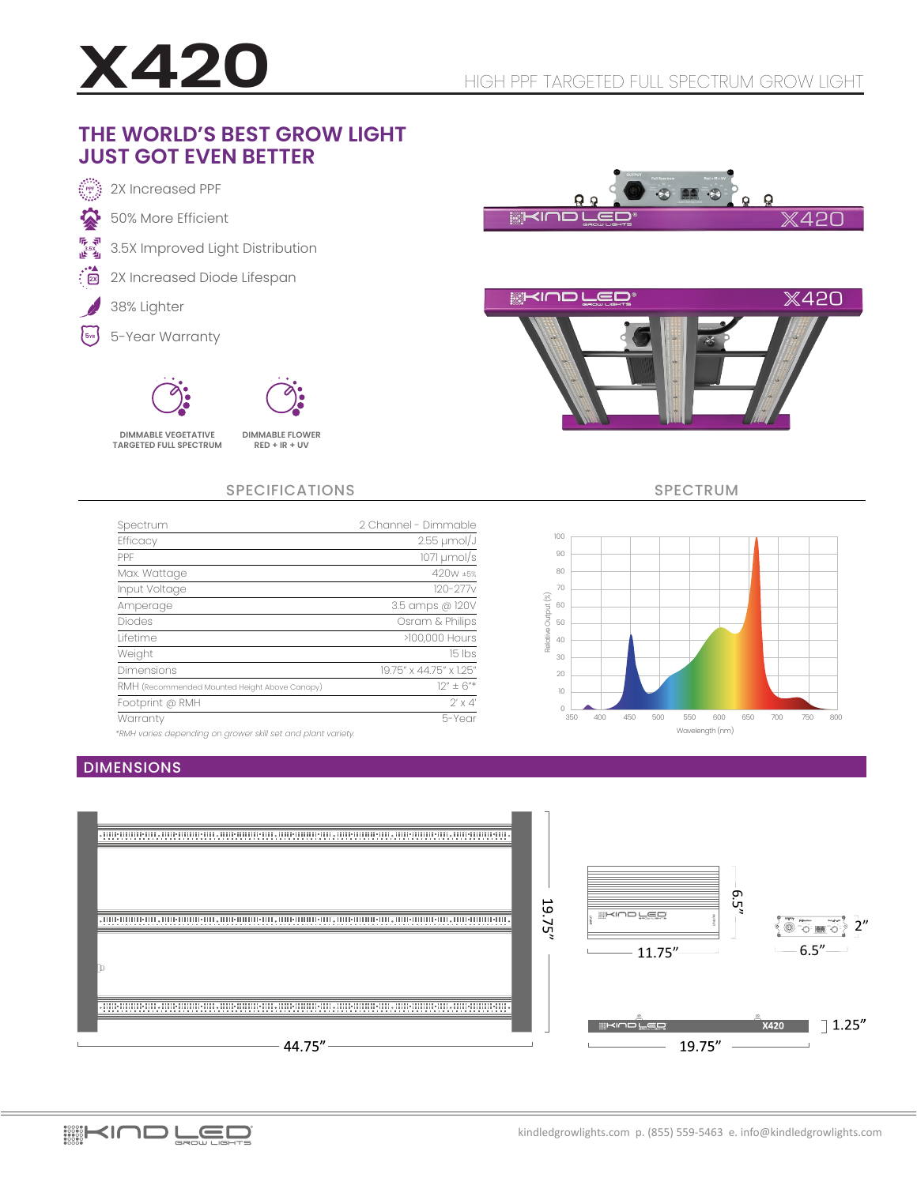# X420

HIGH PPF TARGETED FULL SPECTRUM GROW LIGHT

## THE WORLD'S BEST GROW LIGHT JUST GOT EVEN BETTER

- 2X Increased PPF
- 50% More Efficient
- 3.5X Improved Light Distribution
- 2X Increased Diode Lifespan
- 38% Lighter
- 5-Year Warranty

**DIMMABLE VEGETATIVE TARGETED FULL SPECTRUM**

**DIMMABLE FLOWER RED + IR + UV**

## SPECIFICATIONS

| Specification | Value |
|---|---|
| Spectrum | 2 Channel - Dimmable |
| Efficacy | 2.55 µmol/J |
| PPF | 1071 µmol/s |
| Max. Wattage | 420w ±5% |
| Input Voltage | 120-277v |
| Amperage | 3.5 amps @ 120V |
| Diodes | Osram & Philips |
| Lifetime | >100,000 Hours |
| Weight | 15 lbs |
| Dimensions | 19.75" x 44.75" x 1.25" |
| RMH (Recommended Mounted Height Above Canopy) | 12" ± 6"* |
| Footprint @ RMH | 2' x 4' |
| Warranty | 5-Year |

*\*RMH varies depending on grower skill set and plant variety.*

## SPECTRUM

Relative Output (%) vs. Wavelength (nm)

## DIMENSIONS

44.75" x 19.75"

Driver: 11.75" x 6.5"

Control box: 6.5" x 2"

Side profile: 19.75" x 1.25"

kindledgrowlights.com p. (855) 559-5463 e. info@kindledgrowlights.com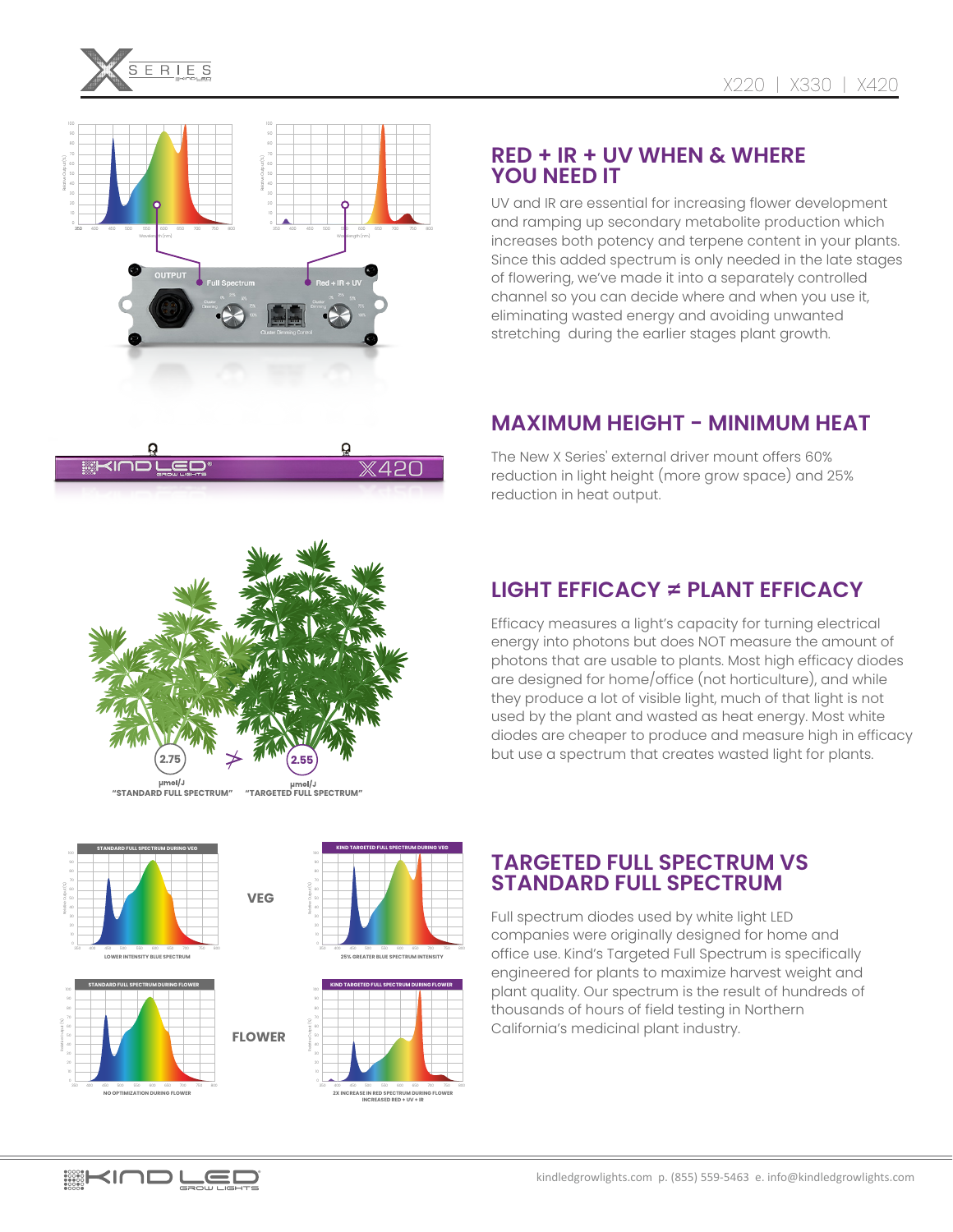X220 | X330 | X420

Full Spectrum

Red + IR + UV

OUTPUT

Cluster Dimming Control

## RED + IR + UV WHEN & WHERE YOU NEED IT

UV and IR are essential for increasing flower development and ramping up secondary metabolite production which increases both potency and terpene content in your plants. Since this added spectrum is only needed in the late stages of flowering, we've made it into a separately controlled channel so you can decide where and when you use it, eliminating wasted energy and avoiding unwanted stretching during the earlier stages plant growth.

X420

## MAXIMUM HEIGHT - MINIMUM HEAT

The New X Series' external driver mount offers 60% reduction in light height (more grow space) and 25% reduction in heat output.

2.75 μmol/J "STANDARD FULL SPECTRUM"

2.55 μmol/J "TARGETED FULL SPECTRUM"

## LIGHT EFFICACY ≠ PLANT EFFICACY

Efficacy measures a light's capacity for turning electrical energy into photons but does NOT measure the amount of photons that are usable to plants. Most high efficacy diodes are designed for home/office (not horticulture), and while they produce a lot of visible light, much of that light is not used by the plant and wasted as heat energy. Most white diodes are cheaper to produce and measure high in efficacy but use a spectrum that creates wasted light for plants.

STANDARD FULL SPECTRUM DURING VEG

LOWER INTENSITY BLUE SPECTRUM

VEG

KIND TARGETED FULL SPECTRUM DURING VEG

25% GREATER BLUE SPECTRUM INTENSITY

STANDARD FULL SPECTRUM DURING FLOWER

NO OPTIMIZATION DURING FLOWER

FLOWER

KIND TARGETED FULL SPECTRUM DURING FLOWER

2X INCREASE IN RED SPECTRUM DURING FLOWER
INCREASED RED + UV + IR

## TARGETED FULL SPECTRUM VS STANDARD FULL SPECTRUM

Full spectrum diodes used by white light LED companies were originally designed for home and office use. Kind's Targeted Full Spectrum is specifically engineered for plants to maximize harvest weight and plant quality. Our spectrum is the result of hundreds of thousands of hours of field testing in Northern California's medicinal plant industry.

kindledgrowlights.com p. (855) 559-5463 e. info@kindledgrowlights.com